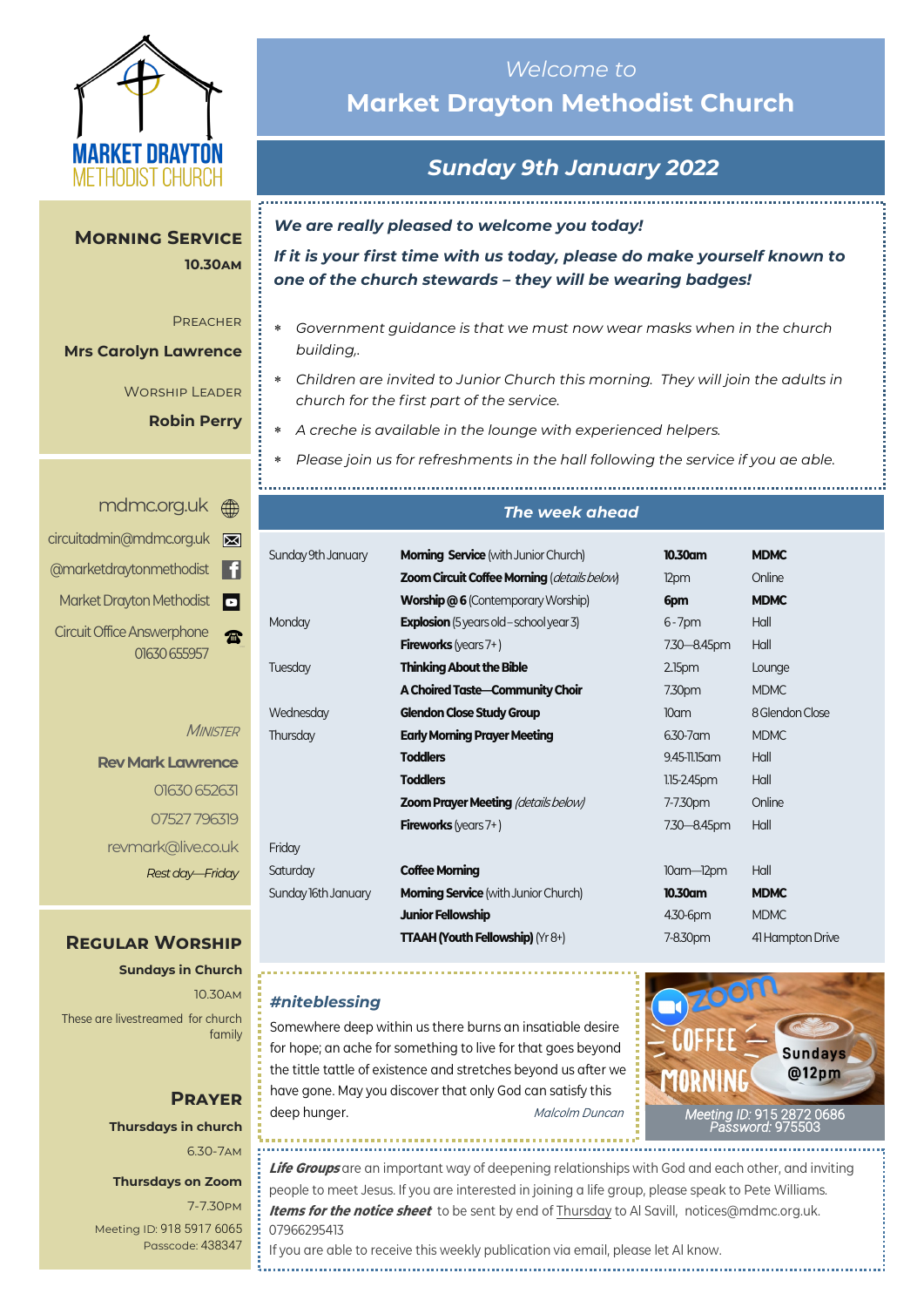MARKET DRAYTON METHODIST CHURCH

# Welcome to Market Drayton Methodist Church

## Sunday 9th January 2022

***We are really pleased to welcome you today!***

***If it is your first time with us today, please do make yourself known to one of the church stewards – they will be wearing badges!***

- *Government guidance is that we must now wear masks when in the church building,.*
- *Children are invited to Junior Church this morning. They will join the adults in church for the first part of the service.*
- *A creche is available in the lounge with experienced helpers.*
- *Please join us for refreshments in the hall following the service if you ae able.*

### Morning Service

**10.30am**

Preacher
**Mrs Carolyn Lawrence**

Worship Leader
**Robin Perry**

mdmc.org.uk
circuitadmin@mdmc.org.uk
@marketdraytonmethodist
Market Drayton Methodist
Circuit Office Answerphone 01630 655957

*Minister*
**Rev Mark Lawrence**
01630 652631
07527 796319
revmark@live.co.uk
*Rest day—Friday*

### Regular Worship

**Sundays in Church**
10.30am
These are livestreamed for church family

### Prayer

**Thursdays in church**
6.30-7am

**Thursdays on Zoom**
7-7.30pm
Meeting ID: 918 5917 6065
Passcode: 438347

### *The week ahead*

| | | | |
|---|---|---|---|
| Sunday 9th January | **Morning Service** (with Junior Church) | **10.30am** | **MDMC** |
| | **Zoom Circuit Coffee Morning** (*details below*) | 12pm | Online |
| | **Worship @ 6** (Contemporary Worship) | **6pm** | **MDMC** |
| Monday | **Explosion** (5 years old – school year 3) | 6 - 7pm | Hall |
| | **Fireworks** (years 7+) | 7.30—8.45pm | Hall |
| Tuesday | **Thinking About the Bible** | 2.15pm | Lounge |
| | **A Choired Taste—Community Choir** | 7.30pm | MDMC |
| Wednesday | **Glendon Close Study Group** | 10am | 8 Glendon Close |
| Thursday | **Early Morning Prayer Meeting** | 6.30-7am | MDMC |
| | **Toddlers** | 9.45-11.15am | Hall |
| | **Toddlers** | 1.15-2.45pm | Hall |
| | **Zoom Prayer Meeting** (*details below*) | 7-7.30pm | Online |
| | **Fireworks** (years 7+) | 7.30—8.45pm | Hall |
| Friday | | | |
| Saturday | **Coffee Morning** | 10am—12pm | Hall |
| Sunday 16th January | **Morning Service** (with Junior Church) | **10.30am** | **MDMC** |
| | **Junior Fellowship** | 4.30-6pm | MDMC |
| | **TTAAH (Youth Fellowship)** (Yr 8+) | 7-8.30pm | 41 Hampton Drive |

### *#niteblessing*

Somewhere deep within us there burns an insatiable desire for hope; an ache for something to live for that goes beyond the tittle tattle of existence and stretches beyond us after we have gone. May you discover that only God can satisfy this deep hunger. *Malcolm Duncan*

**Zoom COFFEE MORNING Sundays @12pm**
*Meeting ID: 915 2872 0686*
*Password: 975503*

***Life Groups*** are an important way of deepening relationships with God and each other, and inviting people to meet Jesus. If you are interested in joining a life group, please speak to Pete Williams.
***Items for the notice sheet*** to be sent by end of Thursday to Al Savill, notices@mdmc.org.uk. 07966295413
If you are able to receive this weekly publication via email, please let Al know.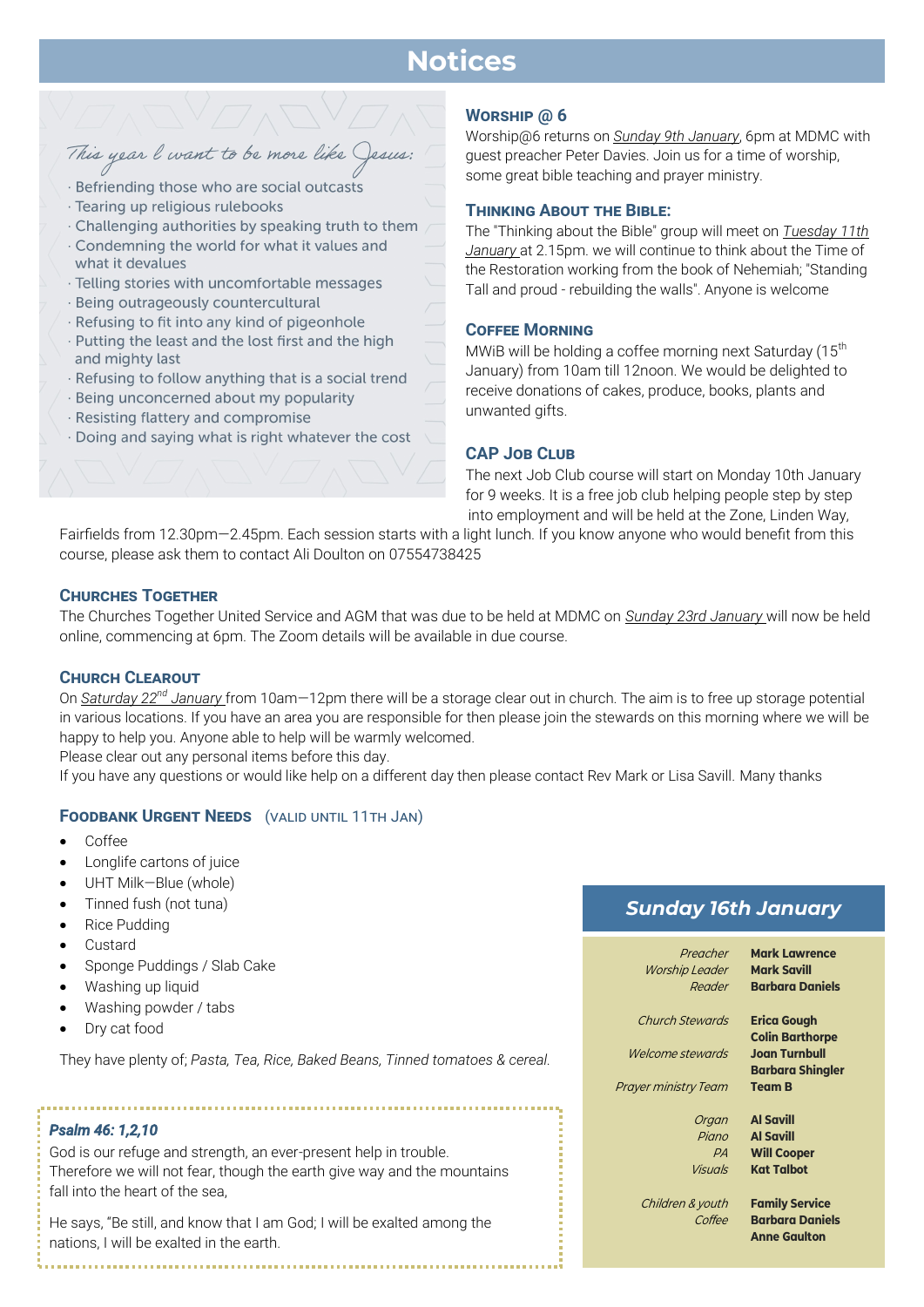# Notices

*This year I want to be more like Jesus:*

- Befriending those who are social outcasts
- Tearing up religious rulebooks
- Challenging authorities by speaking truth to them
- Condemning the world for what it values and what it devalues
- Telling stories with uncomfortable messages
- Being outrageously countercultural
- Refusing to fit into any kind of pigeonhole
- Putting the least and the lost first and the high and mighty last
- Refusing to follow anything that is a social trend
- Being unconcerned about my popularity
- Resisting flattery and compromise
- Doing and saying what is right whatever the cost

### Worship @ 6

Worship@6 returns on *Sunday 9th January*, 6pm at MDMC with guest preacher Peter Davies. Join us for a time of worship, some great bible teaching and prayer ministry.

### Thinking About the Bible:

The "Thinking about the Bible" group will meet on *Tuesday 11th January* at 2.15pm. we will continue to think about the Time of the Restoration working from the book of Nehemiah; "Standing Tall and proud - rebuilding the walls". Anyone is welcome

### Coffee Morning

MWiB will be holding a coffee morning next Saturday (15th January) from 10am till 12noon. We would be delighted to receive donations of cakes, produce, books, plants and unwanted gifts.

### CAP Job Club

The next Job Club course will start on Monday 10th January for 9 weeks. It is a free job club helping people step by step into employment and will be held at the Zone, Linden Way, Fairfields from 12.30pm—2.45pm. Each session starts with a light lunch. If you know anyone who would benefit from this course, please ask them to contact Ali Doulton on 07554738425

### Churches Together

The Churches Together United Service and AGM that was due to be held at MDMC on *Sunday 23rd January* will now be held online, commencing at 6pm. The Zoom details will be available in due course.

### Church Clearout

On *Saturday 22nd January* from 10am—12pm there will be a storage clear out in church. The aim is to free up storage potential in various locations. If you have an area you are responsible for then please join the stewards on this morning where we will be happy to help you. Anyone able to help will be warmly welcomed.

Please clear out any personal items before this day.

If you have any questions or would like help on a different day then please contact Rev Mark or Lisa Savill. Many thanks

### Foodbank Urgent Needs (valid until 11th Jan)

- Coffee
- Longlife cartons of juice
- UHT Milk—Blue (whole)
- Tinned fush (not tuna)
- Rice Pudding
- Custard
- Sponge Puddings / Slab Cake
- Washing up liquid
- Washing powder / tabs
- Dry cat food

They have plenty of; *Pasta, Tea, Rice, Baked Beans, Tinned tomatoes & cereal.*

***Psalm 46: 1,2,10***

God is our refuge and strength, an ever-present help in trouble. Therefore we will not fear, though the earth give way and the mountains fall into the heart of the sea,

He says, "Be still, and know that I am God; I will be exalted among the nations, I will be exalted in the earth.

## *Sunday 16th January*

| | |
|---|---|
| *Preacher* | **Mark Lawrence** |
| *Worship Leader* | **Mark Savill** |
| *Reader* | **Barbara Daniels** |
| *Church Stewards* | **Erica Gough**<br>**Colin Barthorpe** |
| *Welcome stewards* | **Joan Turnbull**<br>**Barbara Shingler** |
| *Prayer ministry Team* | **Team B** |
| *Organ* | **Al Savill** |
| *Piano* | **Al Savill** |
| *PA* | **Will Cooper** |
| *Visuals* | **Kat Talbot** |
| *Children & youth* | **Family Service** |
| *Coffee* | **Barbara Daniels**<br>**Anne Gaulton** |